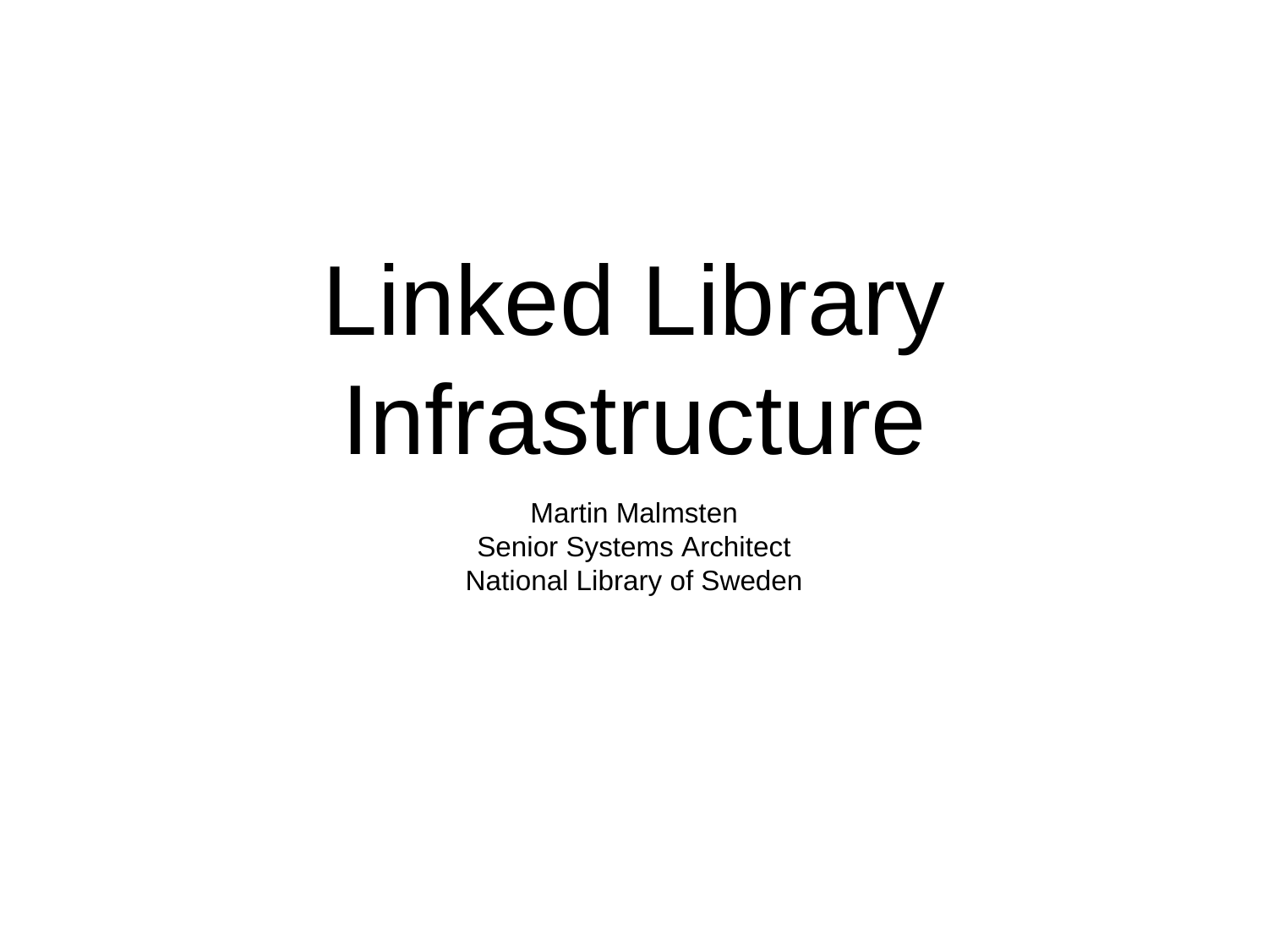# Linked Library Infrastructure

Martin Malmsten
Senior Systems Architect
National Library of Sweden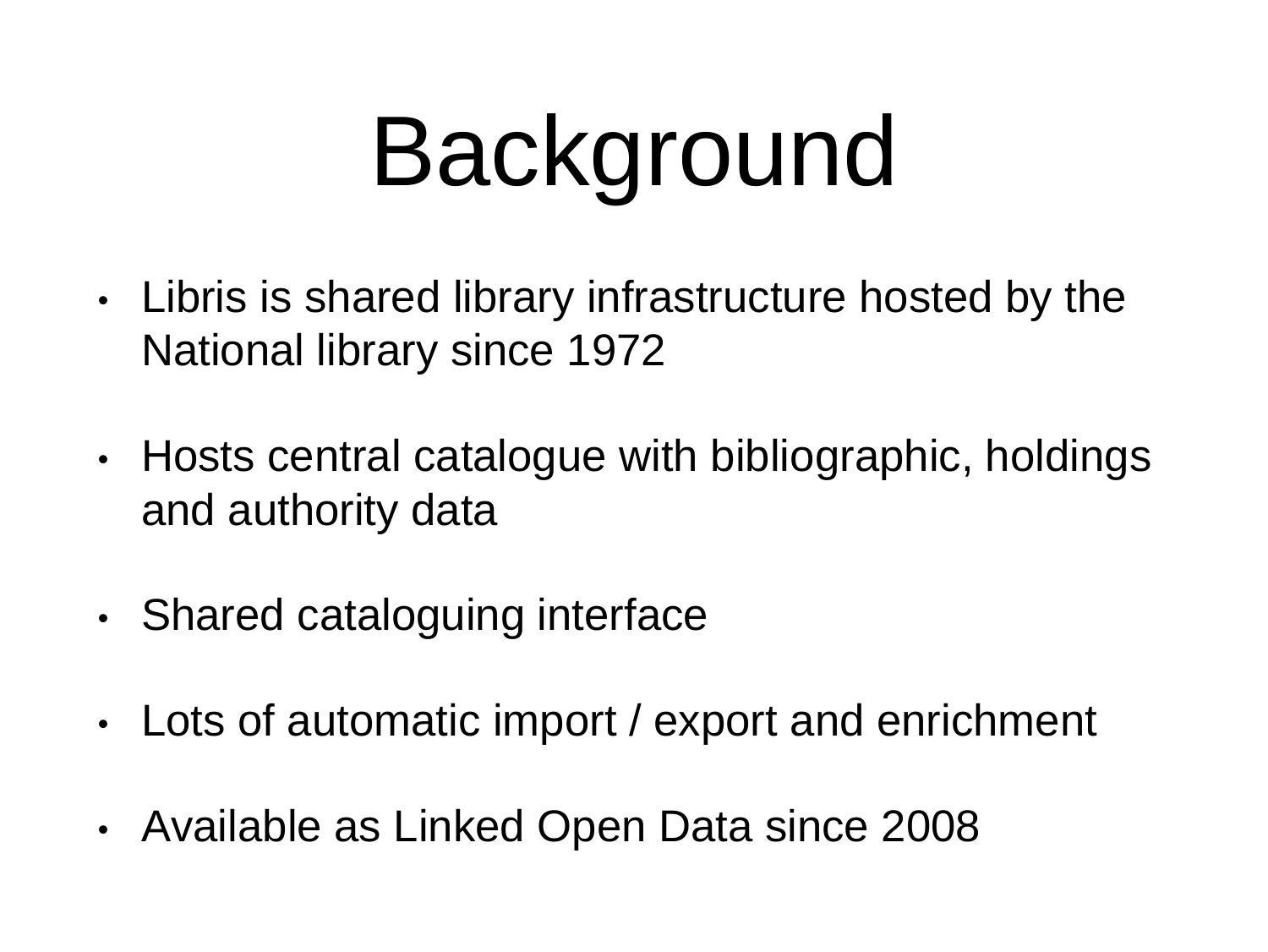# Background

- Libris is shared library infrastructure hosted by the National library since 1972
- Hosts central catalogue with bibliographic, holdings and authority data
- Shared cataloguing interface
- Lots of automatic import / export and enrichment
- Available as Linked Open Data since 2008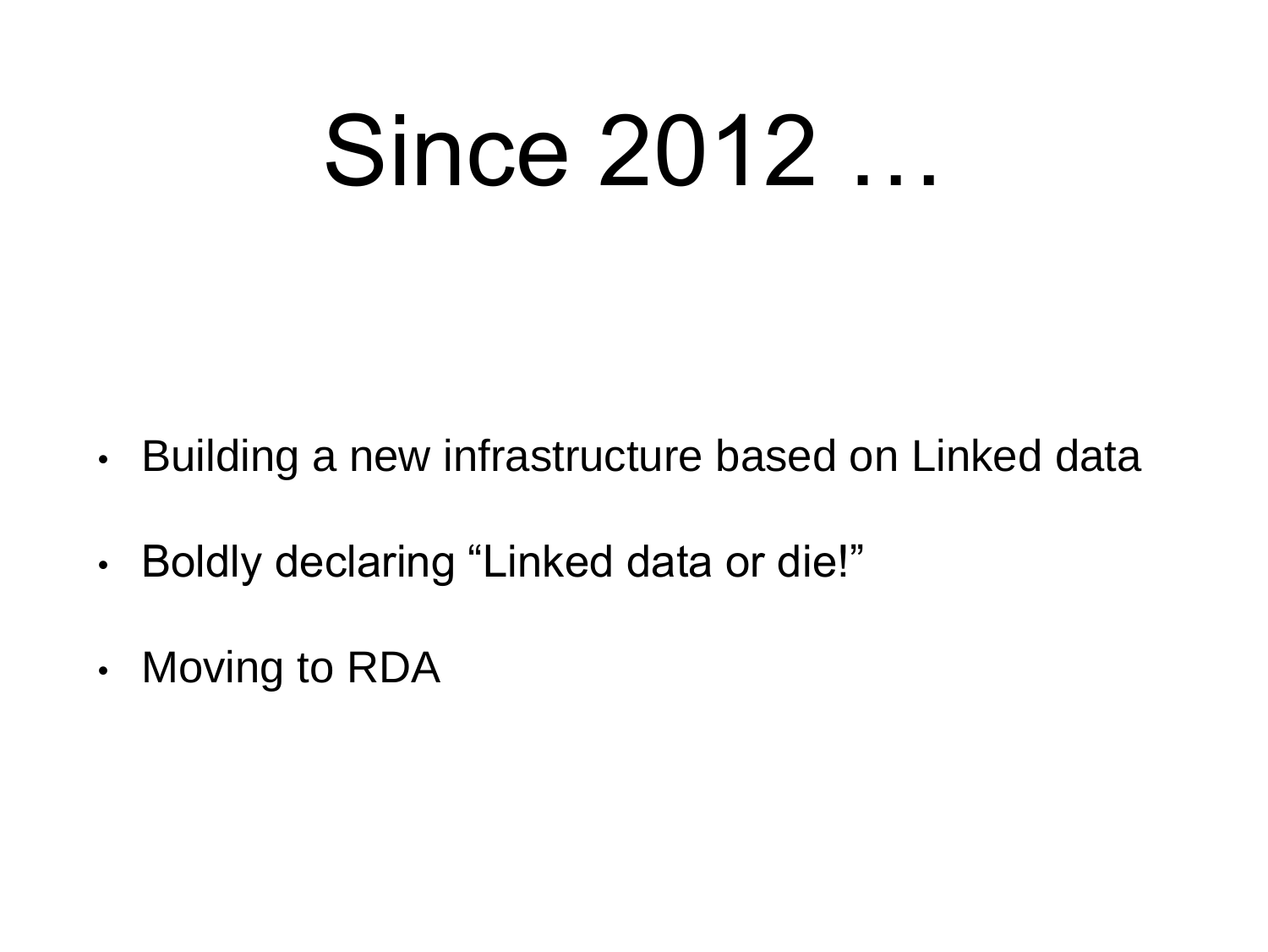# Since 2012 …

- Building a new infrastructure based on Linked data
- Boldly declaring “Linked data or die!”
- Moving to RDA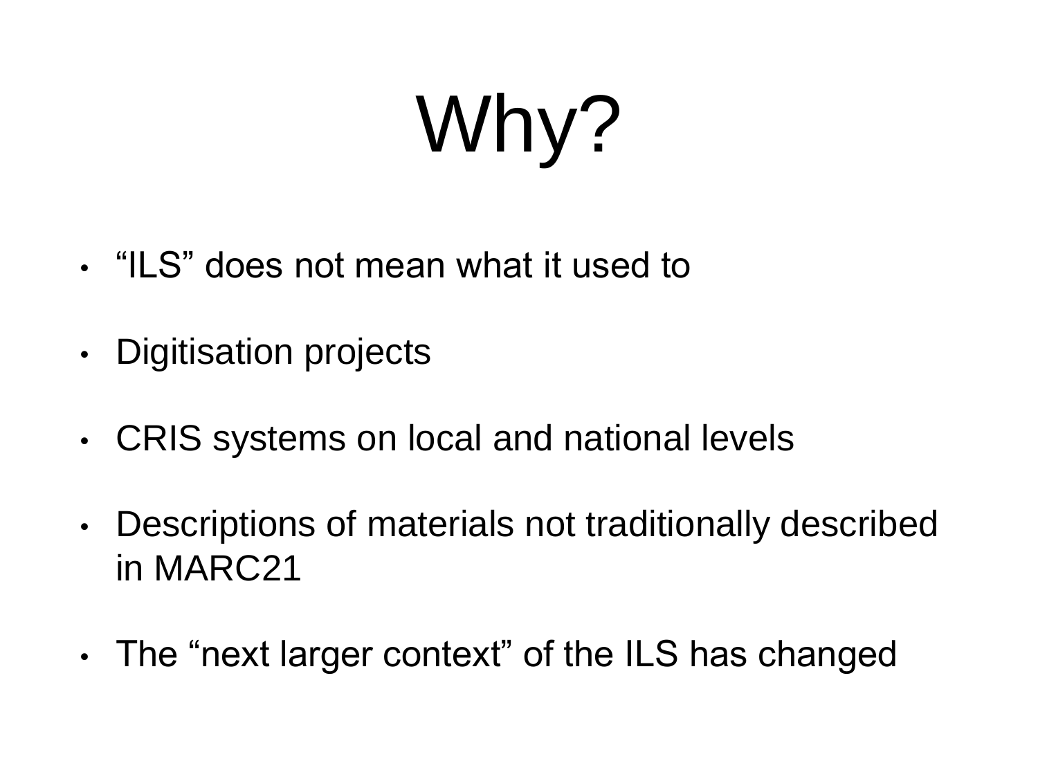# Why?

- “ILS” does not mean what it used to
- Digitisation projects
- CRIS systems on local and national levels
- Descriptions of materials not traditionally described in MARC21
- The “next larger context” of the ILS has changed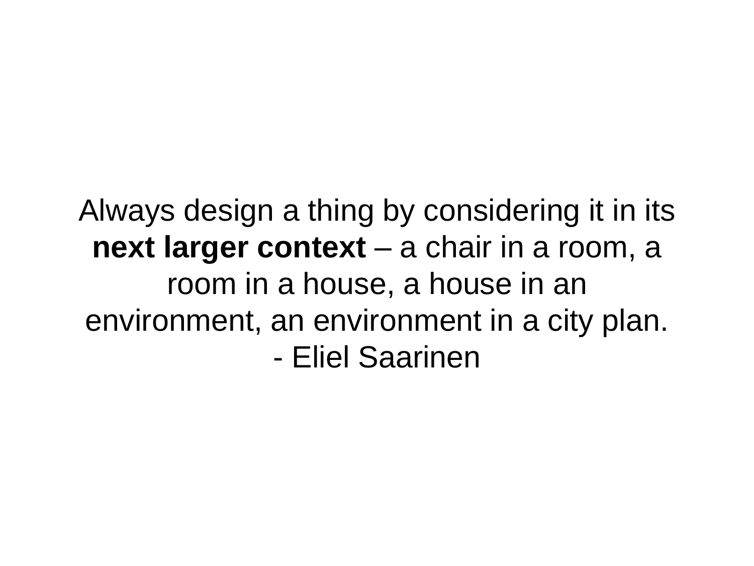Always design a thing by considering it in its **next larger context** – a chair in a room, a room in a house, a house in an environment, an environment in a city plan.
- Eliel Saarinen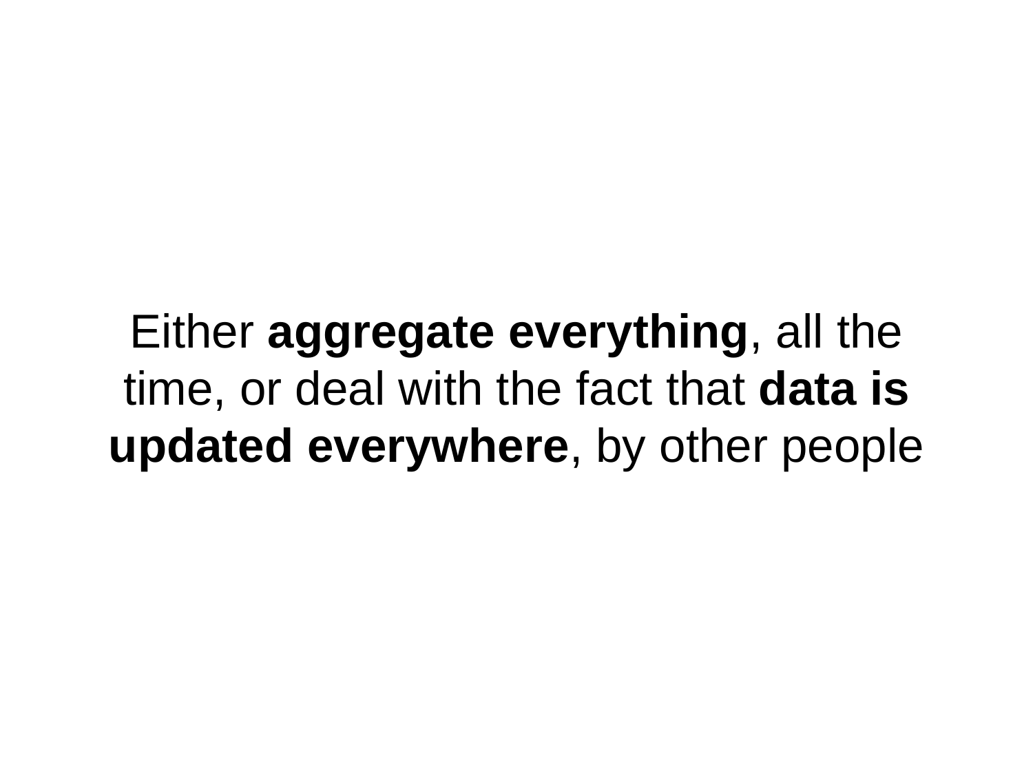Either **aggregate everything**, all the time, or deal with the fact that **data is updated everywhere**, by other people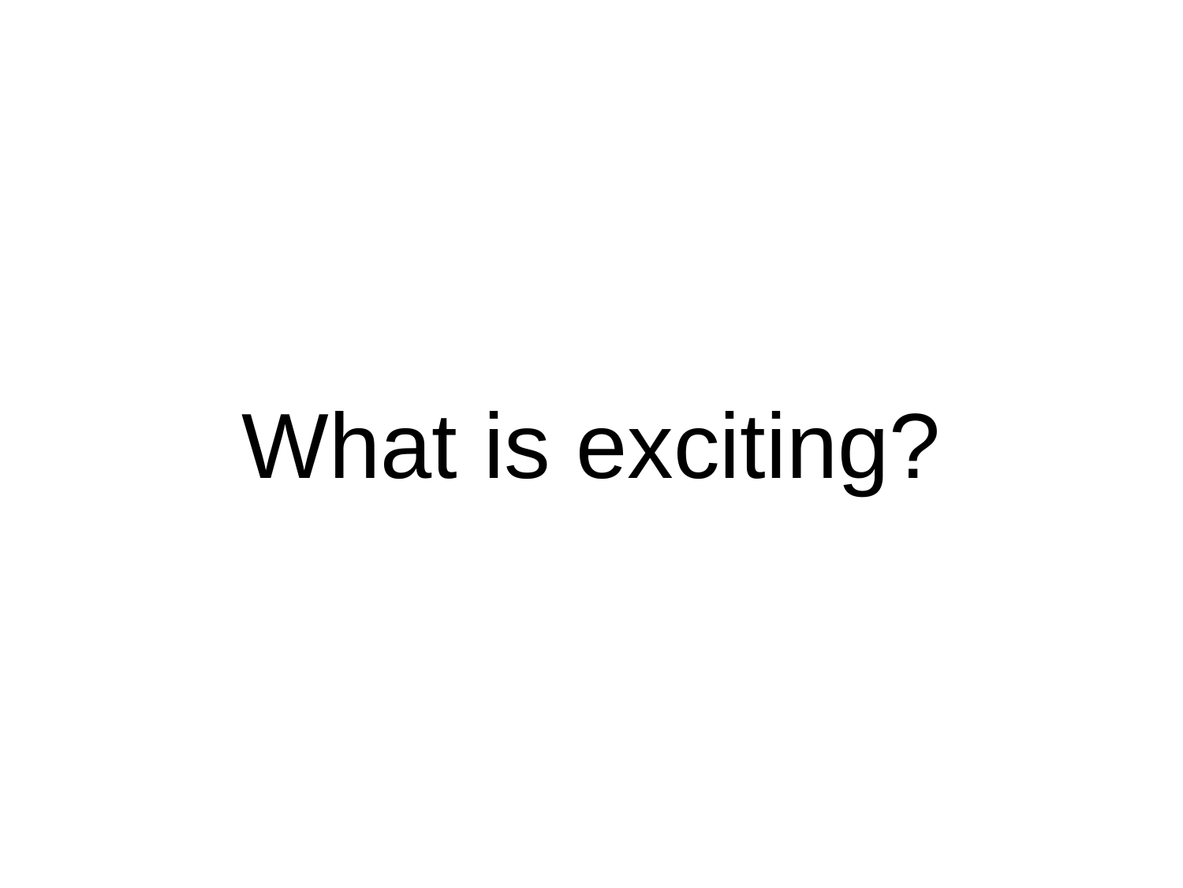# What is exciting?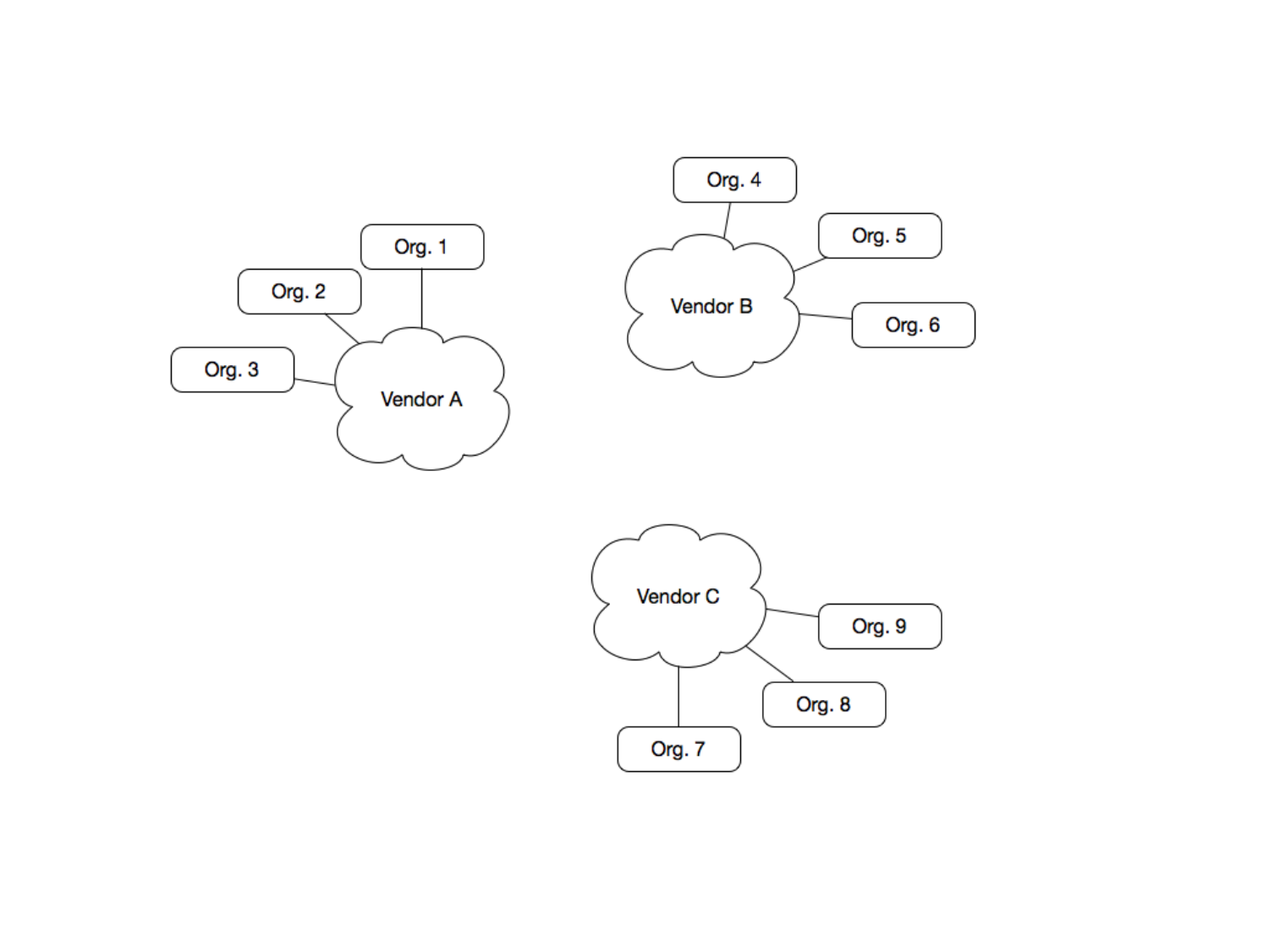Org. 4

Org. 1

Org. 5

Org. 2

Vendor B

Org. 6

Org. 3

Vendor A

Vendor C

Org. 9

Org. 8

Org. 7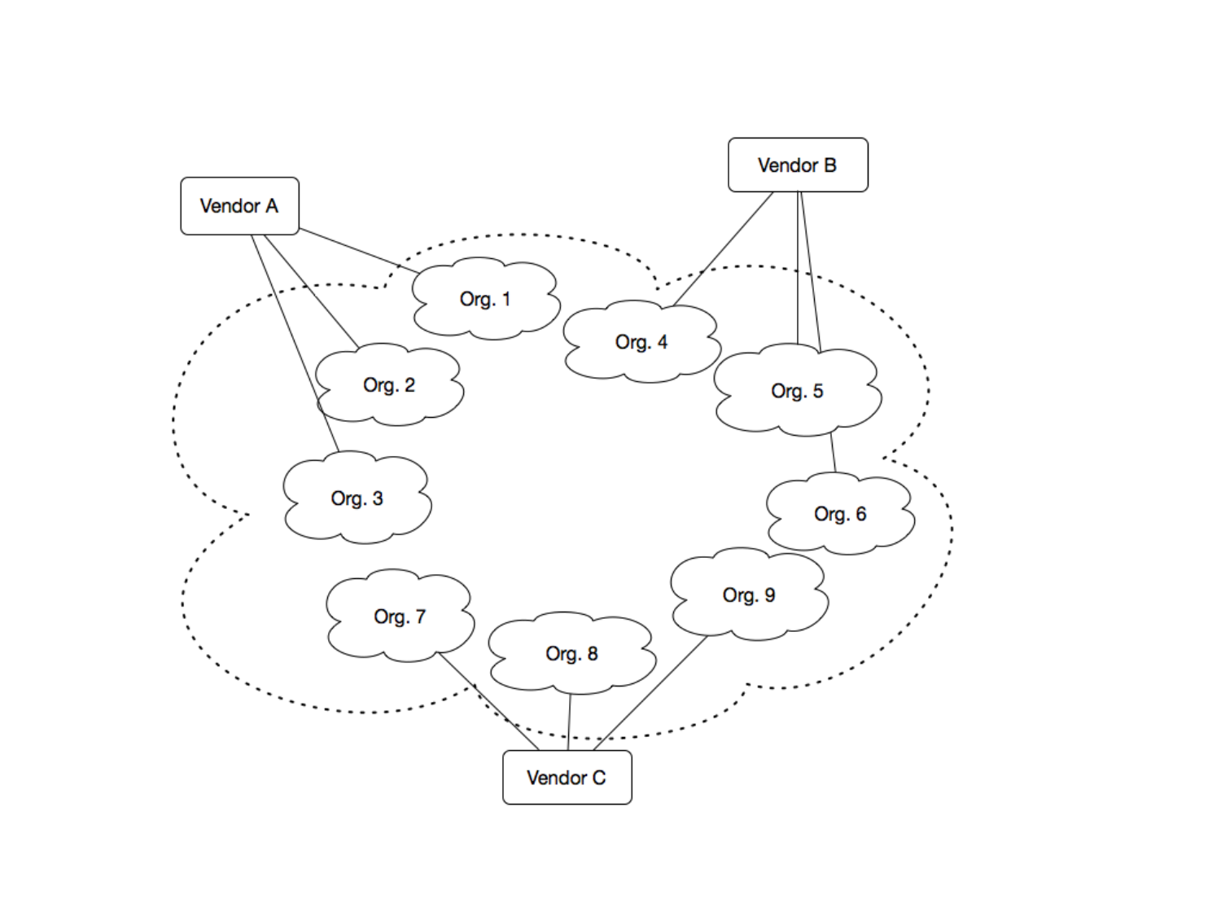Vendor A

Vendor B

Org. 1

Org. 4

Org. 2

Org. 5

Org. 3

Org. 6

Org. 7

Org. 9

Org. 8

Vendor C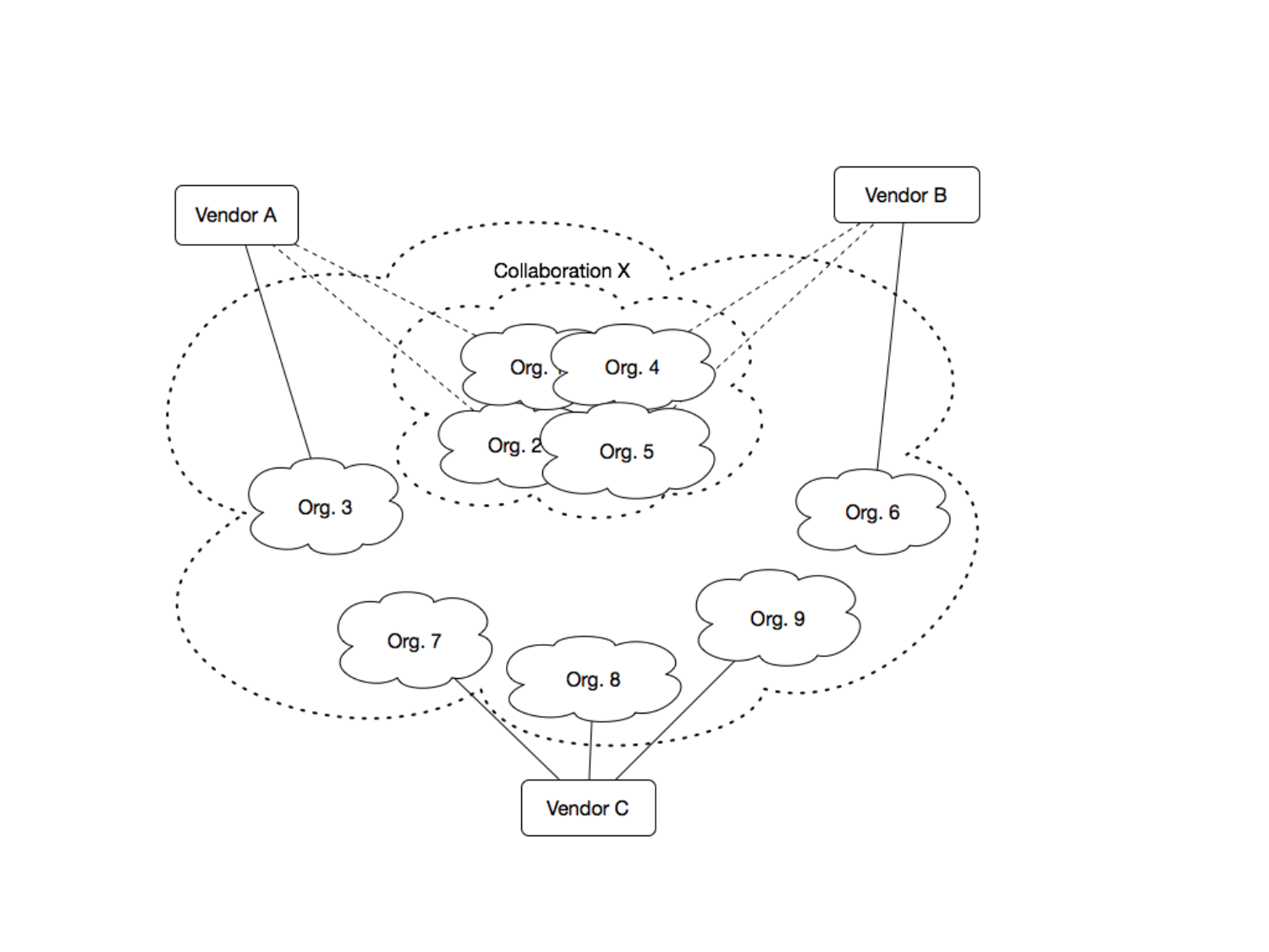Vendor A

Vendor B

Collaboration X

Org. 1

Org. 4

Org. 2

Org. 5

Org. 3

Org. 6

Org. 7

Org. 8

Org. 9

Vendor C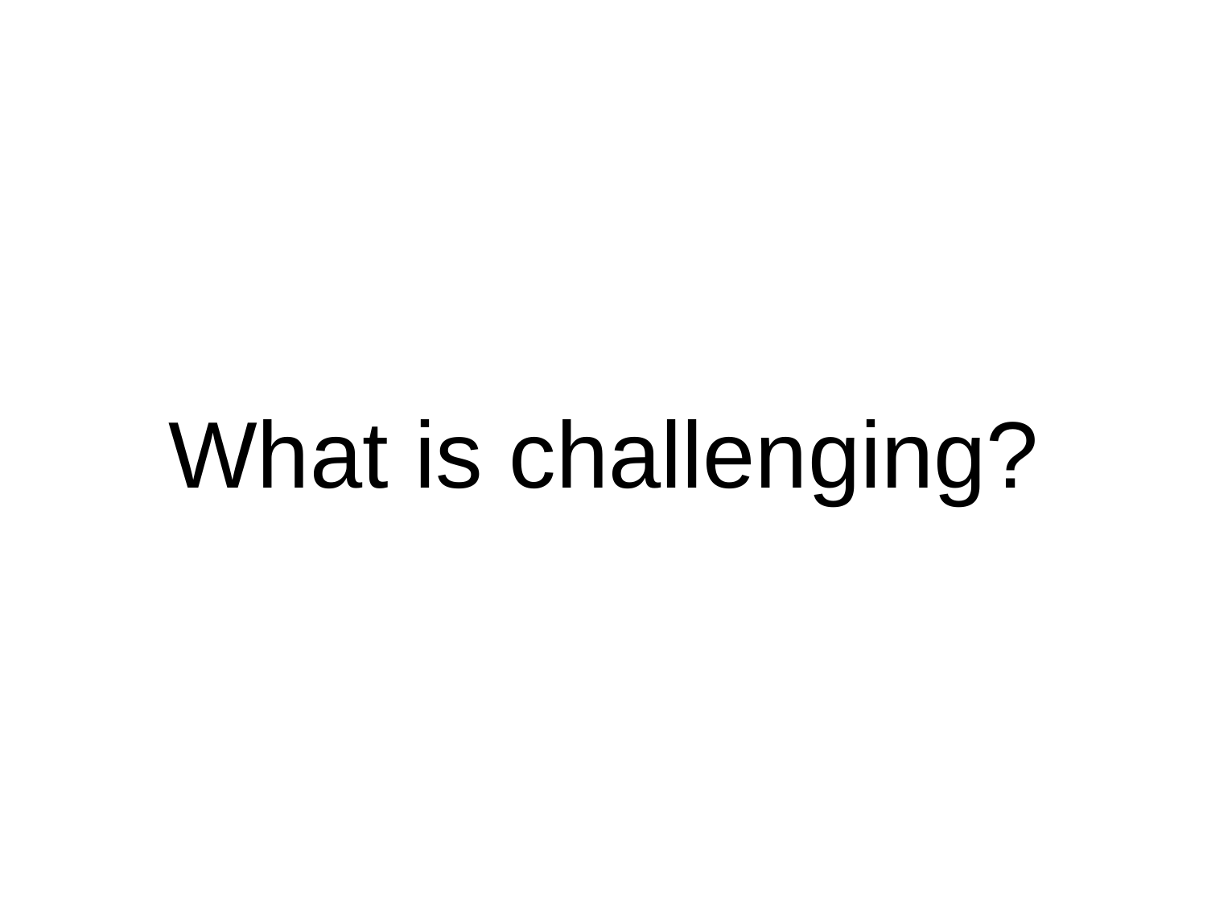# What is challenging?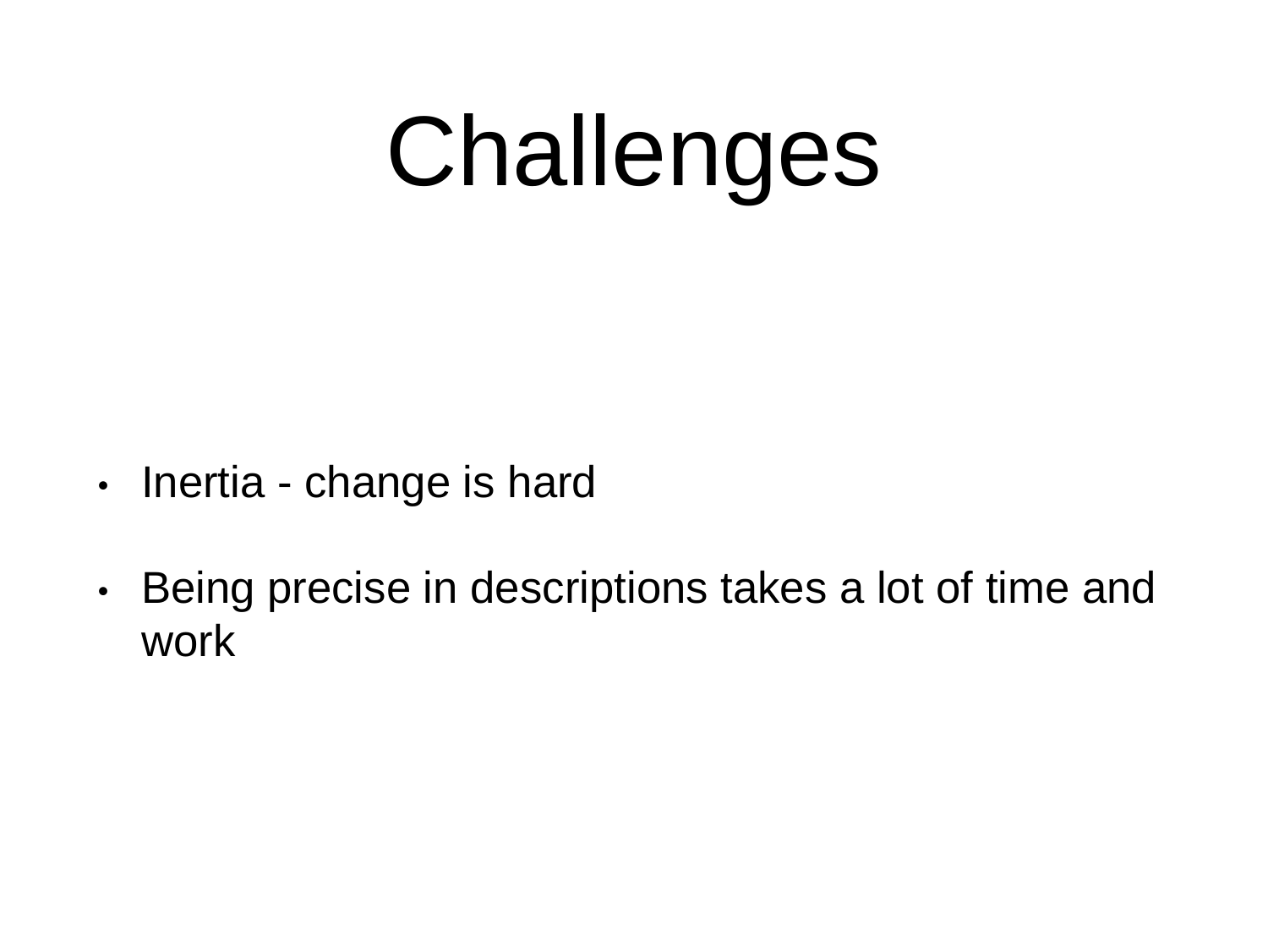# Challenges

- Inertia - change is hard
- Being precise in descriptions takes a lot of time and work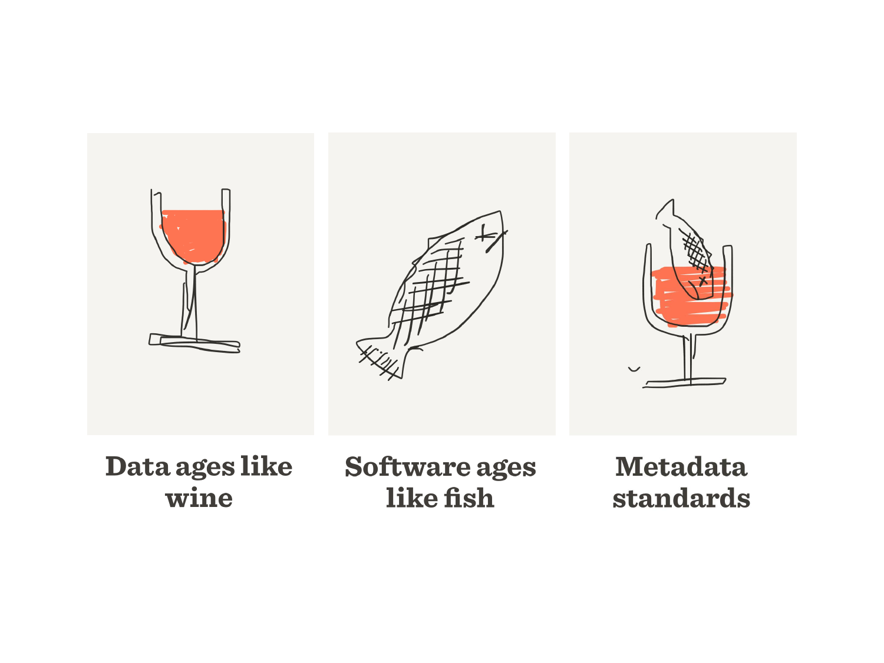Data ages like wine

Software ages like fish

Metadata standards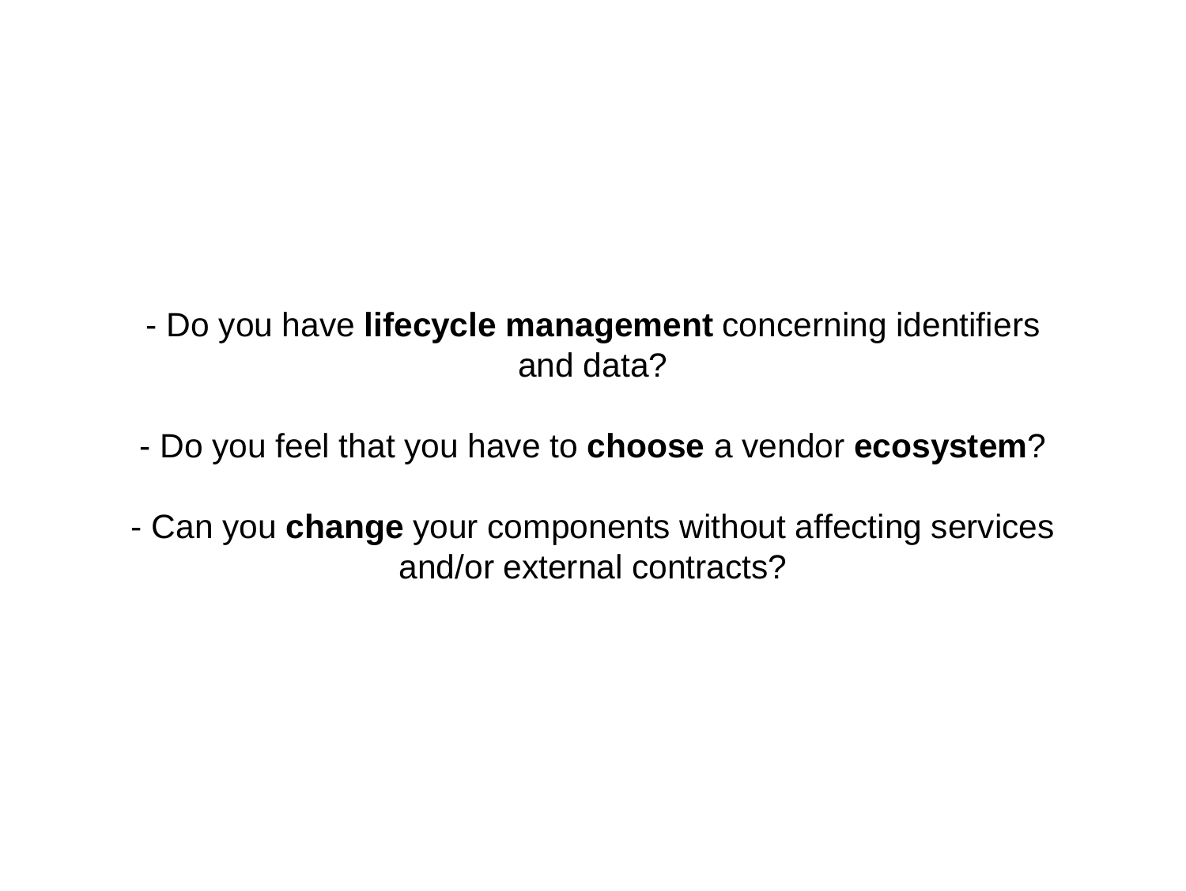- Do you have **lifecycle management** concerning identifiers and data?

- Do you feel that you have to **choose** a vendor **ecosystem**?

- Can you **change** your components without affecting services and/or external contracts?